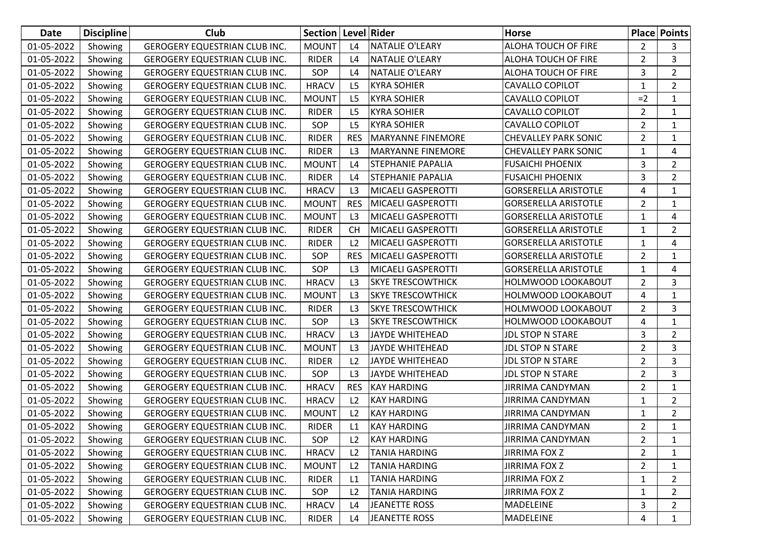| Date | Discipline | Club | Section | Level | Rider | Horse | Place | Points |
|---|---|---|---|---|---|---|---|---|
| 01-05-2022 | Showing | GEROGERY EQUESTRIAN CLUB INC. | MOUNT | L4 | NATALIE O'LEARY | ALOHA TOUCH OF FIRE | 2 | 3 |
| 01-05-2022 | Showing | GEROGERY EQUESTRIAN CLUB INC. | RIDER | L4 | NATALIE O'LEARY | ALOHA TOUCH OF FIRE | 2 | 3 |
| 01-05-2022 | Showing | GEROGERY EQUESTRIAN CLUB INC. | SOP | L4 | NATALIE O'LEARY | ALOHA TOUCH OF FIRE | 3 | 2 |
| 01-05-2022 | Showing | GEROGERY EQUESTRIAN CLUB INC. | HRACV | L5 | KYRA SOHIER | CAVALLO COPILOT | 1 | 2 |
| 01-05-2022 | Showing | GEROGERY EQUESTRIAN CLUB INC. | MOUNT | L5 | KYRA SOHIER | CAVALLO COPILOT | =2 | 1 |
| 01-05-2022 | Showing | GEROGERY EQUESTRIAN CLUB INC. | RIDER | L5 | KYRA SOHIER | CAVALLO COPILOT | 2 | 1 |
| 01-05-2022 | Showing | GEROGERY EQUESTRIAN CLUB INC. | SOP | L5 | KYRA SOHIER | CAVALLO COPILOT | 2 | 1 |
| 01-05-2022 | Showing | GEROGERY EQUESTRIAN CLUB INC. | RIDER | RES | MARYANNE FINEMORE | CHEVALLEY PARK SONIC | 2 | 1 |
| 01-05-2022 | Showing | GEROGERY EQUESTRIAN CLUB INC. | RIDER | L3 | MARYANNE FINEMORE | CHEVALLEY PARK SONIC | 1 | 4 |
| 01-05-2022 | Showing | GEROGERY EQUESTRIAN CLUB INC. | MOUNT | L4 | STEPHANIE PAPALIA | FUSAICHI PHOENIX | 3 | 2 |
| 01-05-2022 | Showing | GEROGERY EQUESTRIAN CLUB INC. | RIDER | L4 | STEPHANIE PAPALIA | FUSAICHI PHOENIX | 3 | 2 |
| 01-05-2022 | Showing | GEROGERY EQUESTRIAN CLUB INC. | HRACV | L3 | MICAELI GASPEROTTI | GORSERELLA ARISTOTLE | 4 | 1 |
| 01-05-2022 | Showing | GEROGERY EQUESTRIAN CLUB INC. | MOUNT | RES | MICAELI GASPEROTTI | GORSERELLA ARISTOTLE | 2 | 1 |
| 01-05-2022 | Showing | GEROGERY EQUESTRIAN CLUB INC. | MOUNT | L3 | MICAELI GASPEROTTI | GORSERELLA ARISTOTLE | 1 | 4 |
| 01-05-2022 | Showing | GEROGERY EQUESTRIAN CLUB INC. | RIDER | CH | MICAELI GASPEROTTI | GORSERELLA ARISTOTLE | 1 | 2 |
| 01-05-2022 | Showing | GEROGERY EQUESTRIAN CLUB INC. | RIDER | L2 | MICAELI GASPEROTTI | GORSERELLA ARISTOTLE | 1 | 4 |
| 01-05-2022 | Showing | GEROGERY EQUESTRIAN CLUB INC. | SOP | RES | MICAELI GASPEROTTI | GORSERELLA ARISTOTLE | 2 | 1 |
| 01-05-2022 | Showing | GEROGERY EQUESTRIAN CLUB INC. | SOP | L3 | MICAELI GASPEROTTI | GORSERELLA ARISTOTLE | 1 | 4 |
| 01-05-2022 | Showing | GEROGERY EQUESTRIAN CLUB INC. | HRACV | L3 | SKYE TRESCOWTHICK | HOLMWOOD LOOKABOUT | 2 | 3 |
| 01-05-2022 | Showing | GEROGERY EQUESTRIAN CLUB INC. | MOUNT | L3 | SKYE TRESCOWTHICK | HOLMWOOD LOOKABOUT | 4 | 1 |
| 01-05-2022 | Showing | GEROGERY EQUESTRIAN CLUB INC. | RIDER | L3 | SKYE TRESCOWTHICK | HOLMWOOD LOOKABOUT | 2 | 3 |
| 01-05-2022 | Showing | GEROGERY EQUESTRIAN CLUB INC. | SOP | L3 | SKYE TRESCOWTHICK | HOLMWOOD LOOKABOUT | 4 | 1 |
| 01-05-2022 | Showing | GEROGERY EQUESTRIAN CLUB INC. | HRACV | L3 | JAYDE WHITEHEAD | JDL STOP N STARE | 3 | 2 |
| 01-05-2022 | Showing | GEROGERY EQUESTRIAN CLUB INC. | MOUNT | L3 | JAYDE WHITEHEAD | JDL STOP N STARE | 2 | 3 |
| 01-05-2022 | Showing | GEROGERY EQUESTRIAN CLUB INC. | RIDER | L2 | JAYDE WHITEHEAD | JDL STOP N STARE | 2 | 3 |
| 01-05-2022 | Showing | GEROGERY EQUESTRIAN CLUB INC. | SOP | L3 | JAYDE WHITEHEAD | JDL STOP N STARE | 2 | 3 |
| 01-05-2022 | Showing | GEROGERY EQUESTRIAN CLUB INC. | HRACV | RES | KAY HARDING | JIRRIMA CANDYMAN | 2 | 1 |
| 01-05-2022 | Showing | GEROGERY EQUESTRIAN CLUB INC. | HRACV | L2 | KAY HARDING | JIRRIMA CANDYMAN | 1 | 2 |
| 01-05-2022 | Showing | GEROGERY EQUESTRIAN CLUB INC. | MOUNT | L2 | KAY HARDING | JIRRIMA CANDYMAN | 1 | 2 |
| 01-05-2022 | Showing | GEROGERY EQUESTRIAN CLUB INC. | RIDER | L1 | KAY HARDING | JIRRIMA CANDYMAN | 2 | 1 |
| 01-05-2022 | Showing | GEROGERY EQUESTRIAN CLUB INC. | SOP | L2 | KAY HARDING | JIRRIMA CANDYMAN | 2 | 1 |
| 01-05-2022 | Showing | GEROGERY EQUESTRIAN CLUB INC. | HRACV | L2 | TANIA HARDING | JIRRIMA FOX Z | 2 | 1 |
| 01-05-2022 | Showing | GEROGERY EQUESTRIAN CLUB INC. | MOUNT | L2 | TANIA HARDING | JIRRIMA FOX Z | 2 | 1 |
| 01-05-2022 | Showing | GEROGERY EQUESTRIAN CLUB INC. | RIDER | L1 | TANIA HARDING | JIRRIMA FOX Z | 1 | 2 |
| 01-05-2022 | Showing | GEROGERY EQUESTRIAN CLUB INC. | SOP | L2 | TANIA HARDING | JIRRIMA FOX Z | 1 | 2 |
| 01-05-2022 | Showing | GEROGERY EQUESTRIAN CLUB INC. | HRACV | L4 | JEANETTE ROSS | MADELEINE | 3 | 2 |
| 01-05-2022 | Showing | GEROGERY EQUESTRIAN CLUB INC. | RIDER | L4 | JEANETTE ROSS | MADELEINE | 4 | 1 |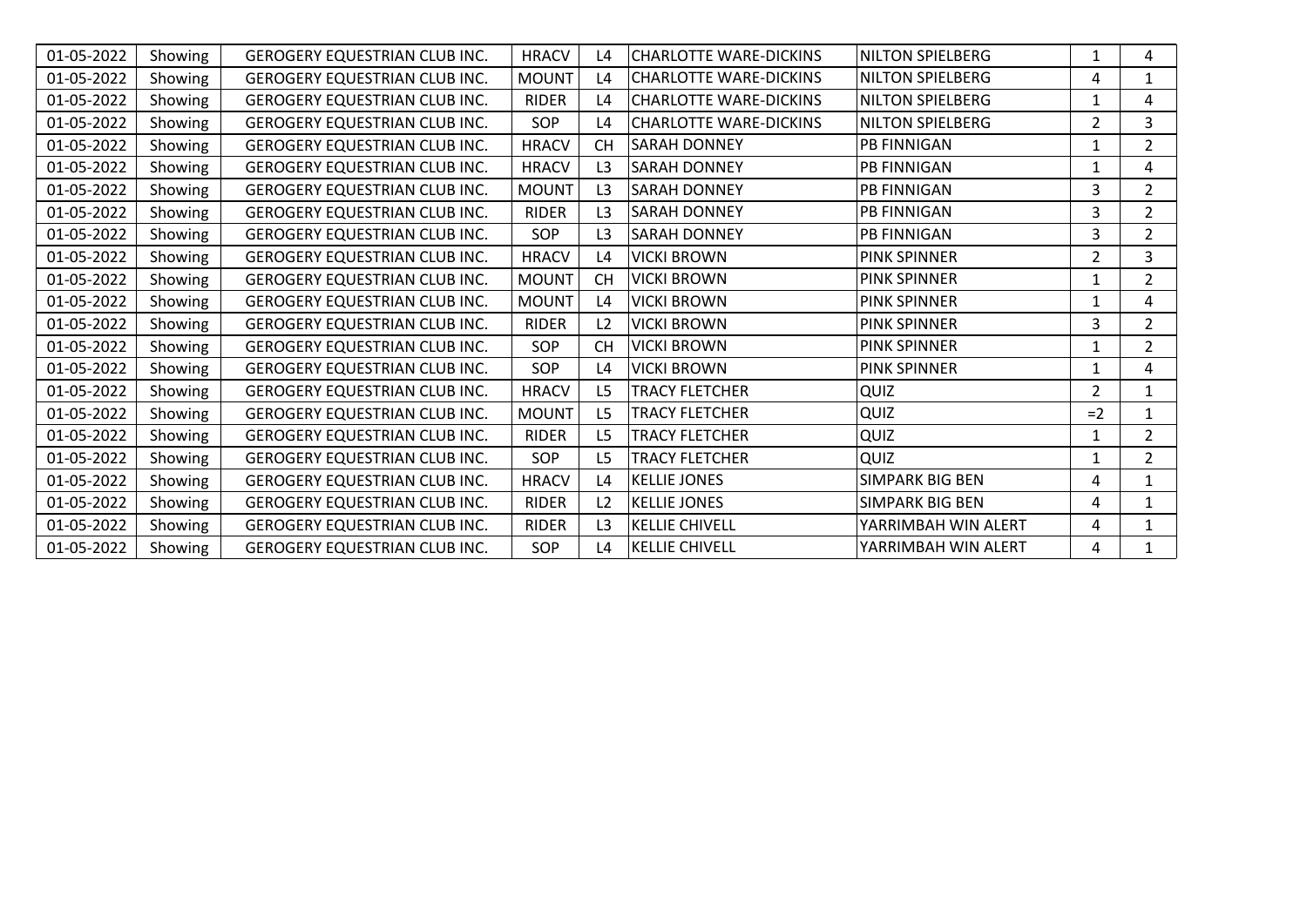| | | | | | | | | |
|---|---|---|---|---|---|---|---|---|
| 01-05-2022 | Showing | GEROGERY EQUESTRIAN CLUB INC. | HRACV | L4 | CHARLOTTE WARE-DICKINS | NILTON SPIELBERG | 1 | 4 |
| 01-05-2022 | Showing | GEROGERY EQUESTRIAN CLUB INC. | MOUNT | L4 | CHARLOTTE WARE-DICKINS | NILTON SPIELBERG | 4 | 1 |
| 01-05-2022 | Showing | GEROGERY EQUESTRIAN CLUB INC. | RIDER | L4 | CHARLOTTE WARE-DICKINS | NILTON SPIELBERG | 1 | 4 |
| 01-05-2022 | Showing | GEROGERY EQUESTRIAN CLUB INC. | SOP | L4 | CHARLOTTE WARE-DICKINS | NILTON SPIELBERG | 2 | 3 |
| 01-05-2022 | Showing | GEROGERY EQUESTRIAN CLUB INC. | HRACV | CH | SARAH DONNEY | PB FINNIGAN | 1 | 2 |
| 01-05-2022 | Showing | GEROGERY EQUESTRIAN CLUB INC. | HRACV | L3 | SARAH DONNEY | PB FINNIGAN | 1 | 4 |
| 01-05-2022 | Showing | GEROGERY EQUESTRIAN CLUB INC. | MOUNT | L3 | SARAH DONNEY | PB FINNIGAN | 3 | 2 |
| 01-05-2022 | Showing | GEROGERY EQUESTRIAN CLUB INC. | RIDER | L3 | SARAH DONNEY | PB FINNIGAN | 3 | 2 |
| 01-05-2022 | Showing | GEROGERY EQUESTRIAN CLUB INC. | SOP | L3 | SARAH DONNEY | PB FINNIGAN | 3 | 2 |
| 01-05-2022 | Showing | GEROGERY EQUESTRIAN CLUB INC. | HRACV | L4 | VICKI BROWN | PINK SPINNER | 2 | 3 |
| 01-05-2022 | Showing | GEROGERY EQUESTRIAN CLUB INC. | MOUNT | CH | VICKI BROWN | PINK SPINNER | 1 | 2 |
| 01-05-2022 | Showing | GEROGERY EQUESTRIAN CLUB INC. | MOUNT | L4 | VICKI BROWN | PINK SPINNER | 1 | 4 |
| 01-05-2022 | Showing | GEROGERY EQUESTRIAN CLUB INC. | RIDER | L2 | VICKI BROWN | PINK SPINNER | 3 | 2 |
| 01-05-2022 | Showing | GEROGERY EQUESTRIAN CLUB INC. | SOP | CH | VICKI BROWN | PINK SPINNER | 1 | 2 |
| 01-05-2022 | Showing | GEROGERY EQUESTRIAN CLUB INC. | SOP | L4 | VICKI BROWN | PINK SPINNER | 1 | 4 |
| 01-05-2022 | Showing | GEROGERY EQUESTRIAN CLUB INC. | HRACV | L5 | TRACY FLETCHER | QUIZ | 2 | 1 |
| 01-05-2022 | Showing | GEROGERY EQUESTRIAN CLUB INC. | MOUNT | L5 | TRACY FLETCHER | QUIZ | =2 | 1 |
| 01-05-2022 | Showing | GEROGERY EQUESTRIAN CLUB INC. | RIDER | L5 | TRACY FLETCHER | QUIZ | 1 | 2 |
| 01-05-2022 | Showing | GEROGERY EQUESTRIAN CLUB INC. | SOP | L5 | TRACY FLETCHER | QUIZ | 1 | 2 |
| 01-05-2022 | Showing | GEROGERY EQUESTRIAN CLUB INC. | HRACV | L4 | KELLIE JONES | SIMPARK BIG BEN | 4 | 1 |
| 01-05-2022 | Showing | GEROGERY EQUESTRIAN CLUB INC. | RIDER | L2 | KELLIE JONES | SIMPARK BIG BEN | 4 | 1 |
| 01-05-2022 | Showing | GEROGERY EQUESTRIAN CLUB INC. | RIDER | L3 | KELLIE CHIVELL | YARRIMBAH WIN ALERT | 4 | 1 |
| 01-05-2022 | Showing | GEROGERY EQUESTRIAN CLUB INC. | SOP | L4 | KELLIE CHIVELL | YARRIMBAH WIN ALERT | 4 | 1 |